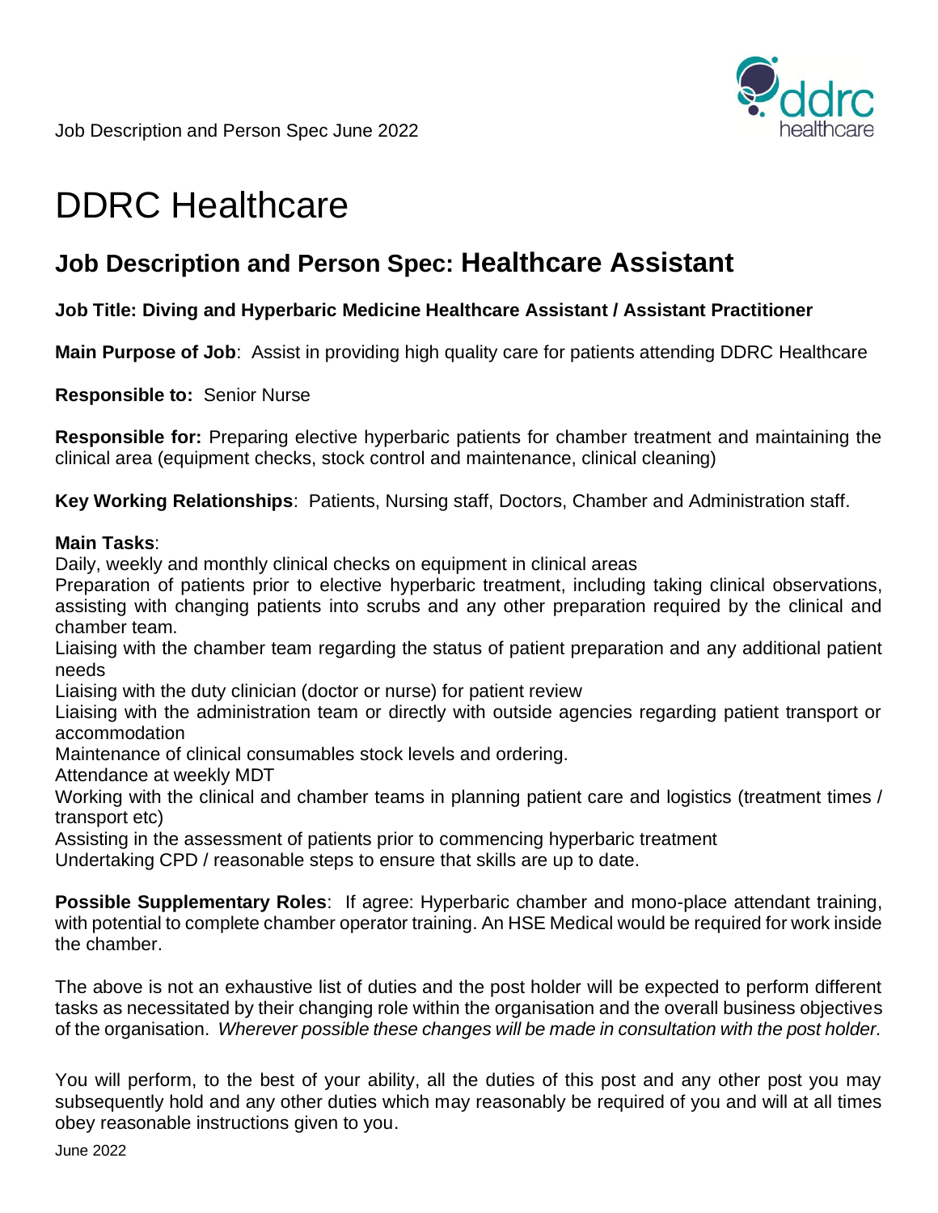# DDRC Healthcare

## Job Description and Person Spec: Healthcare Assistant

**Job Title: Diving and Hyperbaric Medicine Healthcare Assistant / Assistant Practitioner**

**Main Purpose of Job**: Assist in providing high quality care for patients attending DDRC Healthcare

**Responsible to:** Senior Nurse

**Responsible for:** Preparing elective hyperbaric patients for chamber treatment and maintaining the clinical area (equipment checks, stock control and maintenance, clinical cleaning)

**Key Working Relationships**: Patients, Nursing staff, Doctors, Chamber and Administration staff.

**Main Tasks**:

Daily, weekly and monthly clinical checks on equipment in clinical areas

Preparation of patients prior to elective hyperbaric treatment, including taking clinical observations, assisting with changing patients into scrubs and any other preparation required by the clinical and chamber team.

Liaising with the chamber team regarding the status of patient preparation and any additional patient needs

Liaising with the duty clinician (doctor or nurse) for patient review

Liaising with the administration team or directly with outside agencies regarding patient transport or accommodation

Maintenance of clinical consumables stock levels and ordering.

Attendance at weekly MDT

Working with the clinical and chamber teams in planning patient care and logistics (treatment times / transport etc)

Assisting in the assessment of patients prior to commencing hyperbaric treatment

Undertaking CPD / reasonable steps to ensure that skills are up to date.

**Possible Supplementary Roles**: If agree: Hyperbaric chamber and mono-place attendant training, with potential to complete chamber operator training. An HSE Medical would be required for work inside the chamber.

The above is not an exhaustive list of duties and the post holder will be expected to perform different tasks as necessitated by their changing role within the organisation and the overall business objectives of the organisation. *Wherever possible these changes will be made in consultation with the post holder.*

You will perform, to the best of your ability, all the duties of this post and any other post you may subsequently hold and any other duties which may reasonably be required of you and will at all times obey reasonable instructions given to you.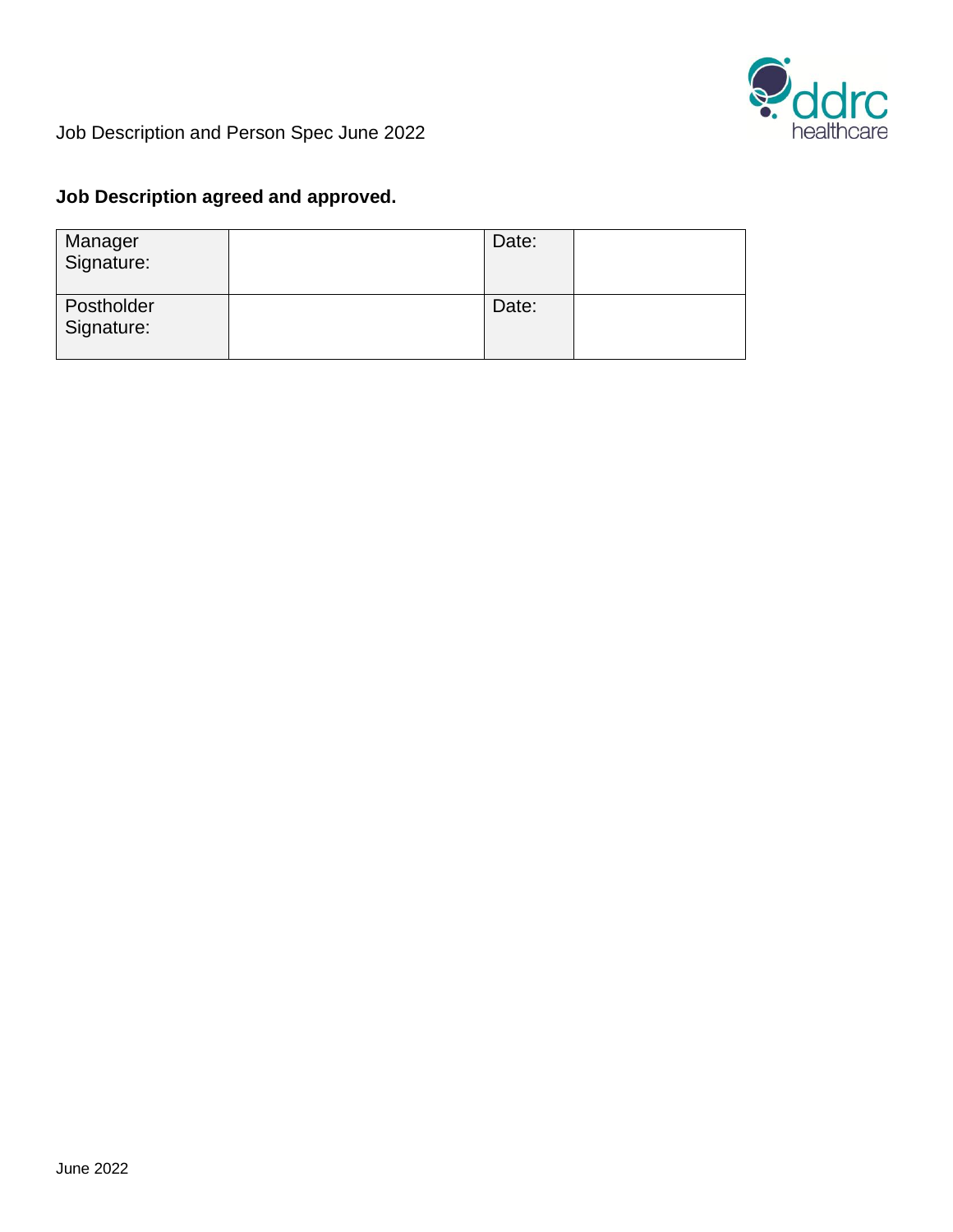**Job Description agreed and approved.**

| Manager Signature: | | Date: | |
|---|---|---|---|
| Postholder Signature: | | Date: | |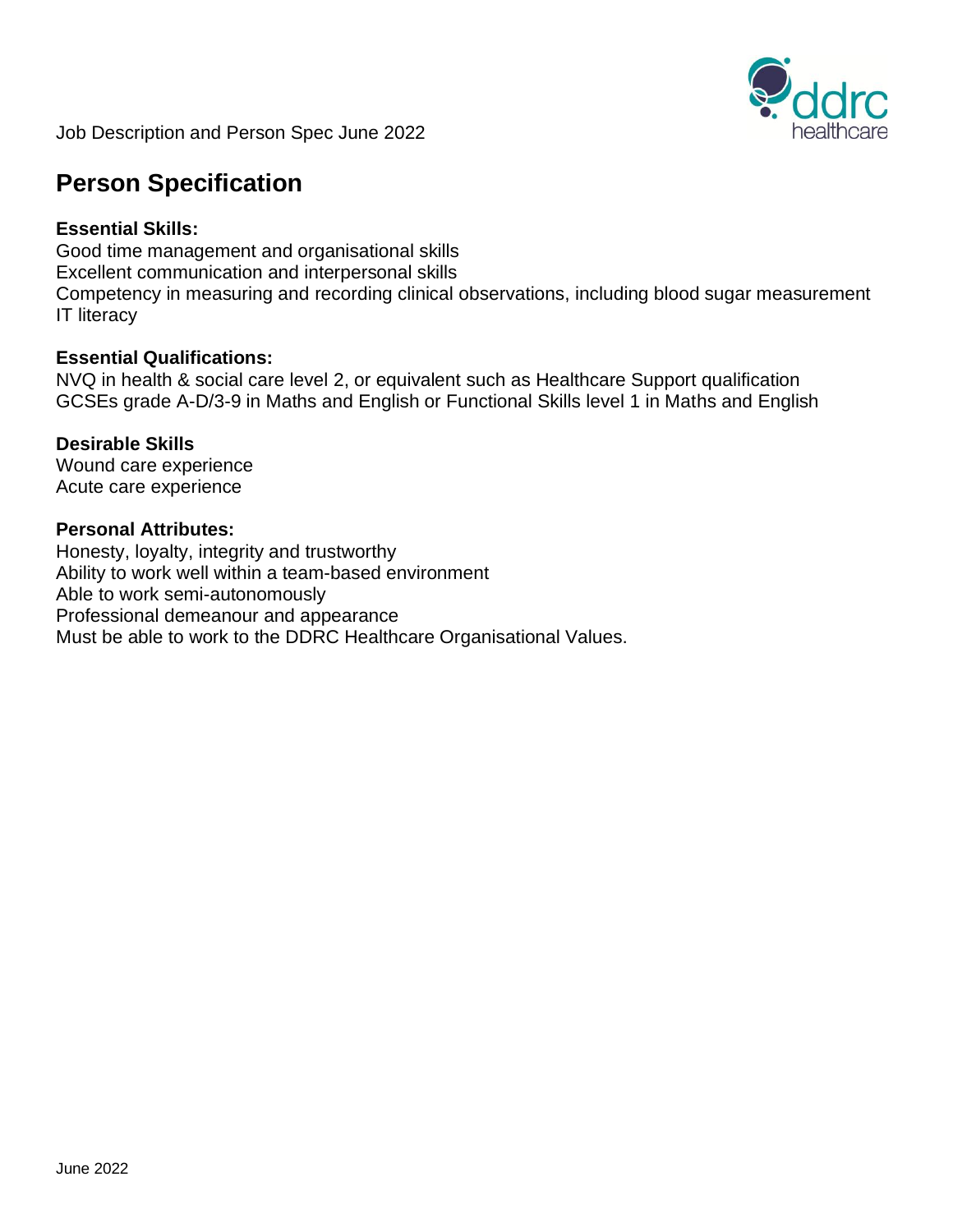## Person Specification

**Essential Skills:**

Good time management and organisational skills
Excellent communication and interpersonal skills
Competency in measuring and recording clinical observations, including blood sugar measurement
IT literacy

**Essential Qualifications:**

NVQ in health & social care level 2, or equivalent such as Healthcare Support qualification
GCSEs grade A-D/3-9 in Maths and English or Functional Skills level 1 in Maths and English

**Desirable Skills**

Wound care experience
Acute care experience

**Personal Attributes:**

Honesty, loyalty, integrity and trustworthy
Ability to work well within a team-based environment
Able to work semi-autonomously
Professional demeanour and appearance
Must be able to work to the DDRC Healthcare Organisational Values.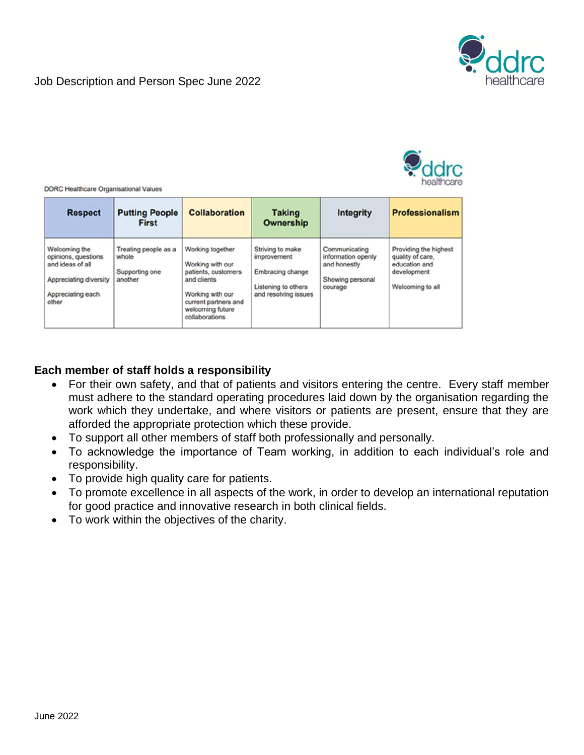DDRC Healthcare Organisational Values

| Respect | Putting People First | Collaboration | Taking Ownership | Integrity | Professionalism |
|---|---|---|---|---|---|
| Welcoming the opinions, questions and ideas of all<br><br>Appreciating diversity<br><br>Appreciating each other | Treating people as a whole<br><br>Supporting one another | Working together<br><br>Working with our patients, customers and clients<br><br>Working with our current partners and welcoming future collaborations | Striving to make improvement<br><br>Embracing change<br><br>Listening to others and resolving issues | Communicating information openly and honestly<br><br>Showing personal courage | Providing the highest quality of care, education and development<br><br>Welcoming to all |

**Each member of staff holds a responsibility**

- For their own safety, and that of patients and visitors entering the centre. Every staff member must adhere to the standard operating procedures laid down by the organisation regarding the work which they undertake, and where visitors or patients are present, ensure that they are afforded the appropriate protection which these provide.
- To support all other members of staff both professionally and personally.
- To acknowledge the importance of Team working, in addition to each individual's role and responsibility.
- To provide high quality care for patients.
- To promote excellence in all aspects of the work, in order to develop an international reputation for good practice and innovative research in both clinical fields.
- To work within the objectives of the charity.